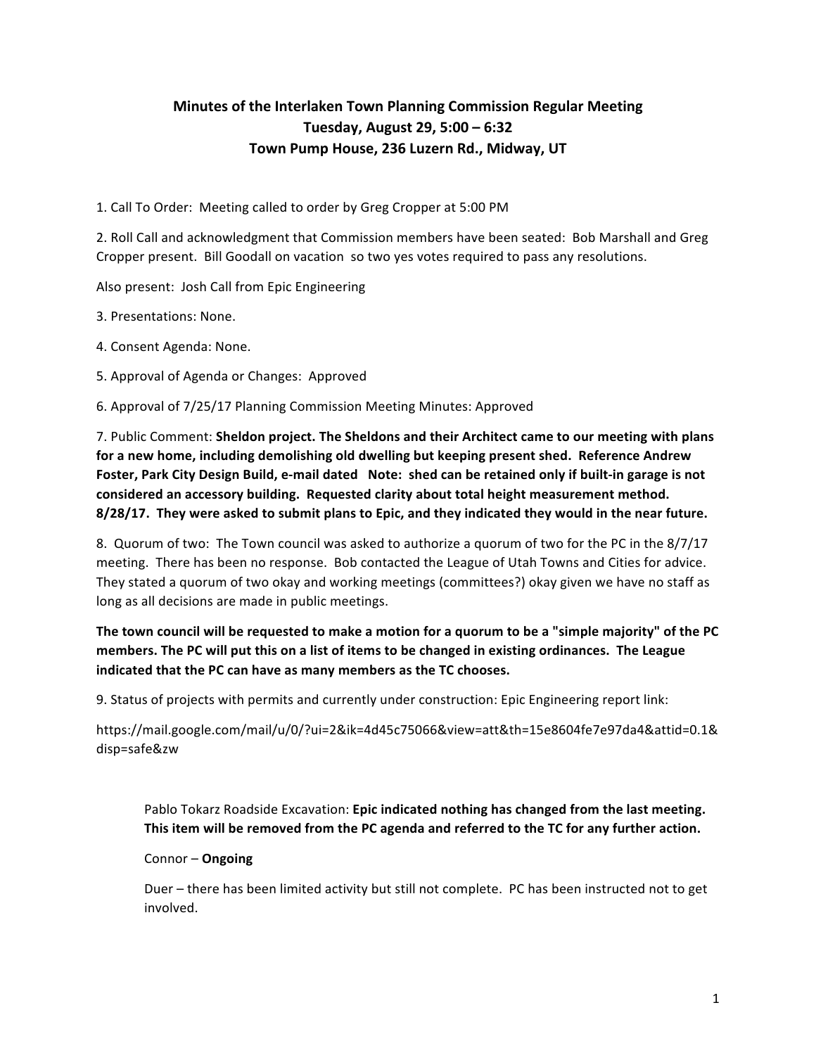## Minutes of the Interlaken Town Planning Commission Regular Meeting
## Tuesday, August 29, 5:00 – 6:32
## Town Pump House, 236 Luzern Rd., Midway, UT

1. Call To Order: Meeting called to order by Greg Cropper at 5:00 PM

2. Roll Call and acknowledgment that Commission members have been seated: Bob Marshall and Greg Cropper present. Bill Goodall on vacation so two yes votes required to pass any resolutions.

Also present: Josh Call from Epic Engineering

3. Presentations: None.

4. Consent Agenda: None.

5. Approval of Agenda or Changes: Approved

6. Approval of 7/25/17 Planning Commission Meeting Minutes: Approved

7. Public Comment: **Sheldon project. The Sheldons and their Architect came to our meeting with plans for a new home, including demolishing old dwelling but keeping present shed. Reference Andrew Foster, Park City Design Build, e-mail dated Note: shed can be retained only if built-in garage is not considered an accessory building. Requested clarity about total height measurement method. 8/28/17. They were asked to submit plans to Epic, and they indicated they would in the near future.**

8. Quorum of two: The Town council was asked to authorize a quorum of two for the PC in the 8/7/17 meeting. There has been no response. Bob contacted the League of Utah Towns and Cities for advice. They stated a quorum of two okay and working meetings (committees?) okay given we have no staff as long as all decisions are made in public meetings.

**The town council will be requested to make a motion for a quorum to be a "simple majority" of the PC members. The PC will put this on a list of items to be changed in existing ordinances. The League indicated that the PC can have as many members as the TC chooses.**

9. Status of projects with permits and currently under construction: Epic Engineering report link:

https://mail.google.com/mail/u/0/?ui=2&ik=4d45c75066&view=att&th=15e8604fe7e97da4&attid=0.1&disp=safe&zw

Pablo Tokarz Roadside Excavation: **Epic indicated nothing has changed from the last meeting. This item will be removed from the PC agenda and referred to the TC for any further action.**

Connor – **Ongoing**

Duer – there has been limited activity but still not complete. PC has been instructed not to get involved.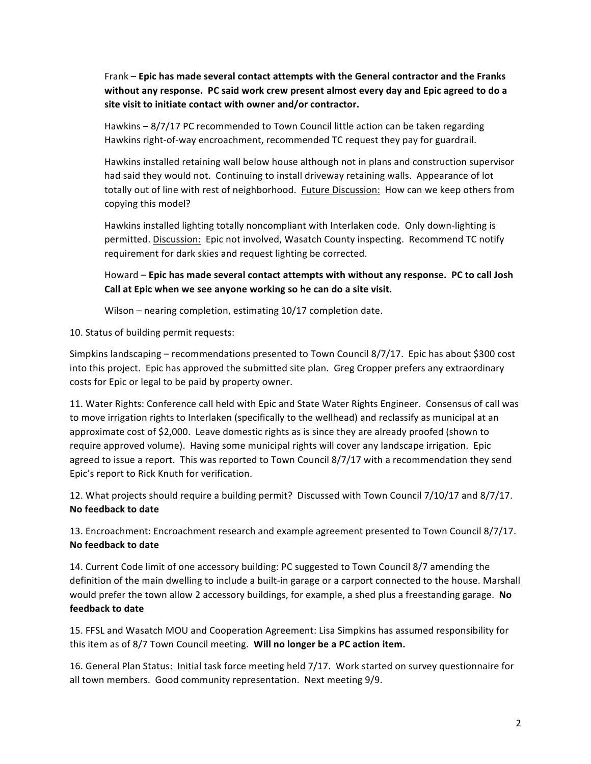Frank – **Epic has made several contact attempts with the General contractor and the Franks without any response. PC said work crew present almost every day and Epic agreed to do a site visit to initiate contact with owner and/or contractor.**

Hawkins – 8/7/17 PC recommended to Town Council little action can be taken regarding Hawkins right-of-way encroachment, recommended TC request they pay for guardrail.

Hawkins installed retaining wall below house although not in plans and construction supervisor had said they would not. Continuing to install driveway retaining walls. Appearance of lot totally out of line with rest of neighborhood. <u>Future Discussion:</u> How can we keep others from copying this model?

Hawkins installed lighting totally noncompliant with Interlaken code. Only down-lighting is permitted. <u>Discussion:</u> Epic not involved, Wasatch County inspecting. Recommend TC notify requirement for dark skies and request lighting be corrected.

Howard – **Epic has made several contact attempts with without any response. PC to call Josh Call at Epic when we see anyone working so he can do a site visit.**

Wilson – nearing completion, estimating 10/17 completion date.

10. Status of building permit requests:

Simpkins landscaping – recommendations presented to Town Council 8/7/17. Epic has about $300 cost into this project. Epic has approved the submitted site plan. Greg Cropper prefers any extraordinary costs for Epic or legal to be paid by property owner.

11. Water Rights: Conference call held with Epic and State Water Rights Engineer. Consensus of call was to move irrigation rights to Interlaken (specifically to the wellhead) and reclassify as municipal at an approximate cost of $2,000. Leave domestic rights as is since they are already proofed (shown to require approved volume). Having some municipal rights will cover any landscape irrigation. Epic agreed to issue a report. This was reported to Town Council 8/7/17 with a recommendation they send Epic's report to Rick Knuth for verification.

12. What projects should require a building permit? Discussed with Town Council 7/10/17 and 8/7/17. **No feedback to date**

13. Encroachment: Encroachment research and example agreement presented to Town Council 8/7/17. **No feedback to date**

14. Current Code limit of one accessory building: PC suggested to Town Council 8/7 amending the definition of the main dwelling to include a built-in garage or a carport connected to the house. Marshall would prefer the town allow 2 accessory buildings, for example, a shed plus a freestanding garage. **No feedback to date**

15. FFSL and Wasatch MOU and Cooperation Agreement: Lisa Simpkins has assumed responsibility for this item as of 8/7 Town Council meeting. **Will no longer be a PC action item.**

16. General Plan Status: Initial task force meeting held 7/17. Work started on survey questionnaire for all town members. Good community representation. Next meeting 9/9.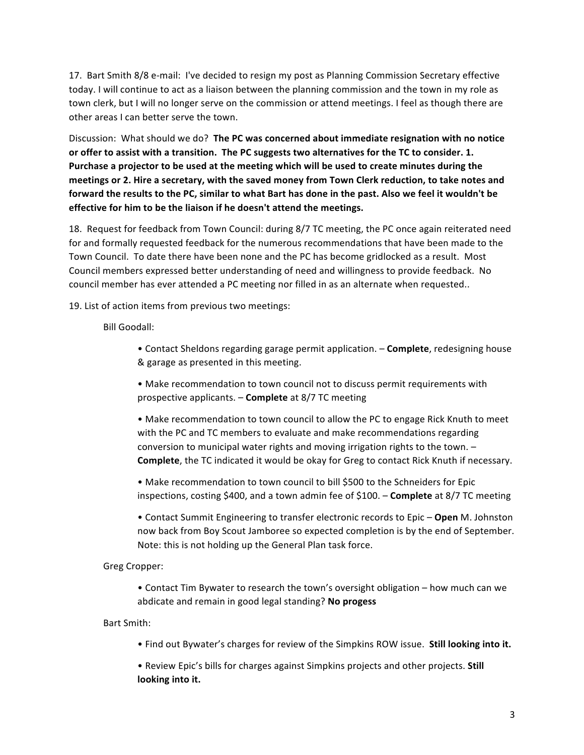17. Bart Smith 8/8 e-mail: I've decided to resign my post as Planning Commission Secretary effective today. I will continue to act as a liaison between the planning commission and the town in my role as town clerk, but I will no longer serve on the commission or attend meetings. I feel as though there are other areas I can better serve the town.

Discussion: What should we do? **The PC was concerned about immediate resignation with no notice or offer to assist with a transition. The PC suggests two alternatives for the TC to consider. 1. Purchase a projector to be used at the meeting which will be used to create minutes during the meetings or 2. Hire a secretary, with the saved money from Town Clerk reduction, to take notes and forward the results to the PC, similar to what Bart has done in the past. Also we feel it wouldn't be effective for him to be the liaison if he doesn't attend the meetings.**

18. Request for feedback from Town Council: during 8/7 TC meeting, the PC once again reiterated need for and formally requested feedback for the numerous recommendations that have been made to the Town Council. To date there have been none and the PC has become gridlocked as a result. Most Council members expressed better understanding of need and willingness to provide feedback. No council member has ever attended a PC meeting nor filled in as an alternate when requested..

19. List of action items from previous two meetings:

Bill Goodall:

- Contact Sheldons regarding garage permit application. – **Complete**, redesigning house & garage as presented in this meeting.
- Make recommendation to town council not to discuss permit requirements with prospective applicants. – **Complete** at 8/7 TC meeting
- Make recommendation to town council to allow the PC to engage Rick Knuth to meet with the PC and TC members to evaluate and make recommendations regarding conversion to municipal water rights and moving irrigation rights to the town. – **Complete**, the TC indicated it would be okay for Greg to contact Rick Knuth if necessary.
- Make recommendation to town council to bill $500 to the Schneiders for Epic inspections, costing $400, and a town admin fee of $100. – **Complete** at 8/7 TC meeting
- Contact Summit Engineering to transfer electronic records to Epic – **Open** M. Johnston now back from Boy Scout Jamboree so expected completion is by the end of September. Note: this is not holding up the General Plan task force.

Greg Cropper:

- Contact Tim Bywater to research the town's oversight obligation – how much can we abdicate and remain in good legal standing? **No progess**

Bart Smith:

- Find out Bywater's charges for review of the Simpkins ROW issue. **Still looking into it.**
- Review Epic's bills for charges against Simpkins projects and other projects. **Still looking into it.**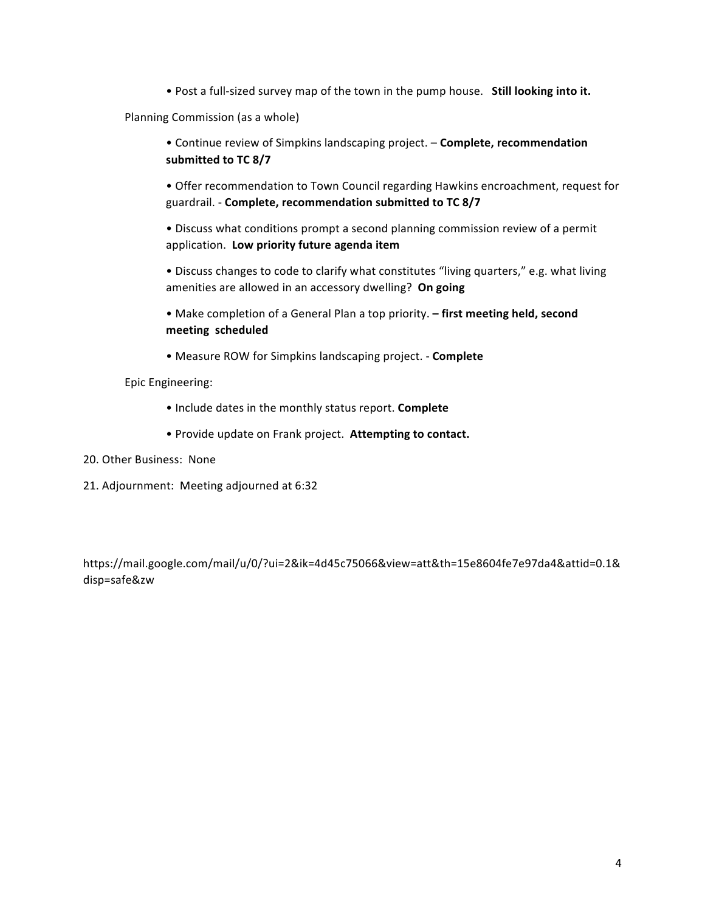- Post a full-sized survey map of the town in the pump house. **Still looking into it.**

Planning Commission (as a whole)

- Continue review of Simpkins landscaping project. – **Complete, recommendation submitted to TC 8/7**
- Offer recommendation to Town Council regarding Hawkins encroachment, request for guardrail. - **Complete, recommendation submitted to TC 8/7**
- Discuss what conditions prompt a second planning commission review of a permit application. **Low priority future agenda item**
- Discuss changes to code to clarify what constitutes "living quarters," e.g. what living amenities are allowed in an accessory dwelling? **On going**
- Make completion of a General Plan a top priority. **– first meeting held, second meeting scheduled**
- Measure ROW for Simpkins landscaping project. - **Complete**

Epic Engineering:

- Include dates in the monthly status report. **Complete**
- Provide update on Frank project. **Attempting to contact.**

20. Other Business: None

21. Adjournment: Meeting adjourned at 6:32

https://mail.google.com/mail/u/0/?ui=2&ik=4d45c75066&view=att&th=15e8604fe7e97da4&attid=0.1&disp=safe&zw